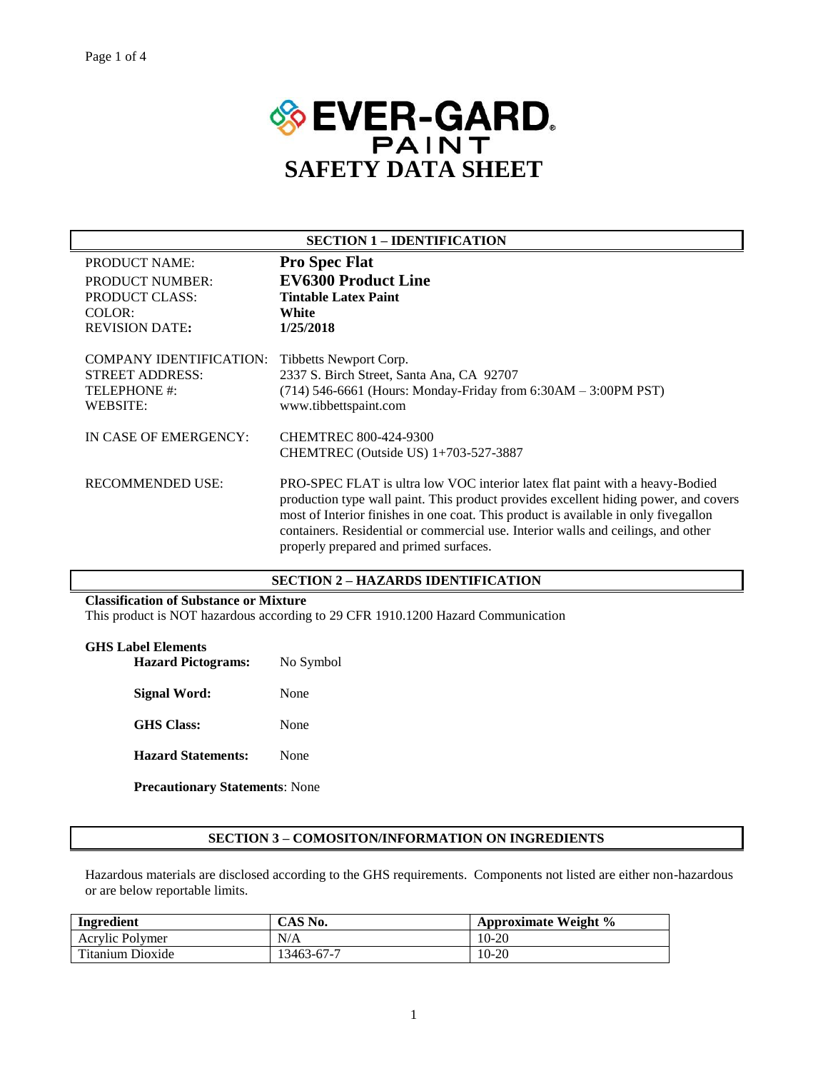# EVER-GARD PAINT

# SAFETY DATA SHEET

## SECTION 1 – IDENTIFICATION

PRODUCT NAME: **Pro Spec Flat**
PRODUCT NUMBER: **EV6300 Product Line**
PRODUCT CLASS: **Tintable Latex Paint**
COLOR: **White**
REVISION DATE: **1/25/2018**

COMPANY IDENTIFICATION: Tibbetts Newport Corp.
STREET ADDRESS: 2337 S. Birch Street, Santa Ana, CA 92707
TELEPHONE #: (714) 546-6661 (Hours: Monday-Friday from 6:30AM – 3:00PM PST)
WEBSITE: www.tibbettspaint.com

IN CASE OF EMERGENCY: CHEMTREC 800-424-9300
CHEMTREC (Outside US) 1+703-527-3887

RECOMMENDED USE: PRO-SPEC FLAT is ultra low VOC interior latex flat paint with a heavy-Bodied production type wall paint. This product provides excellent hiding power, and covers most of Interior finishes in one coat. This product is available in only fivegallon containers. Residential or commercial use. Interior walls and ceilings, and other properly prepared and primed surfaces.

## SECTION 2 – HAZARDS IDENTIFICATION

**Classification of Substance or Mixture**
This product is NOT hazardous according to 29 CFR 1910.1200 Hazard Communication

**GHS Label Elements**

**Hazard Pictograms:** No Symbol

**Signal Word:** None

**GHS Class:** None

**Hazard Statements:** None

**Precautionary Statements**: None

## SECTION 3 – COMOSITON/INFORMATION ON INGREDIENTS

Hazardous materials are disclosed according to the GHS requirements. Components not listed are either non-hazardous or are below reportable limits.

| Ingredient | CAS No. | Approximate Weight % |
|---|---|---|
| Acrylic Polymer | N/A | 10-20 |
| Titanium Dioxide | 13463-67-7 | 10-20 |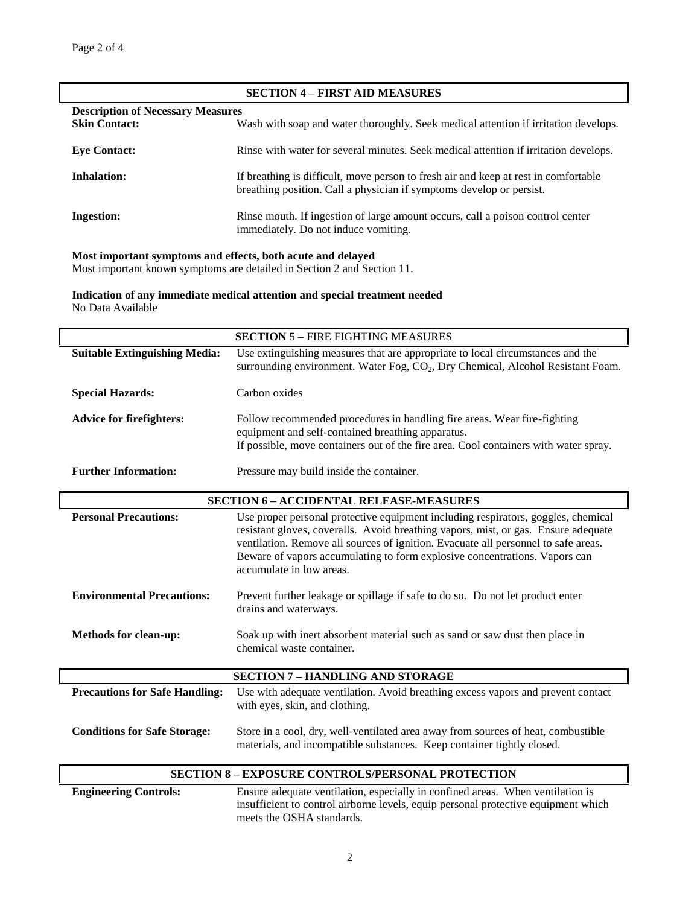## SECTION 4 – FIRST AID MEASURES

**Description of Necessary Measures**

| | |
|---|---|
| **Skin Contact:** | Wash with soap and water thoroughly. Seek medical attention if irritation develops. |
| **Eye Contact:** | Rinse with water for several minutes. Seek medical attention if irritation develops. |
| **Inhalation:** | If breathing is difficult, move person to fresh air and keep at rest in comfortable breathing position. Call a physician if symptoms develop or persist. |
| **Ingestion:** | Rinse mouth. If ingestion of large amount occurs, call a poison control center immediately. Do not induce vomiting. |

**Most important symptoms and effects, both acute and delayed**
Most important known symptoms are detailed in Section 2 and Section 11.

**Indication of any immediate medical attention and special treatment needed**
No Data Available

## SECTION 5 – FIRE FIGHTING MEASURES

| | |
|---|---|
| **Suitable Extinguishing Media:** | Use extinguishing measures that are appropriate to local circumstances and the surrounding environment. Water Fog, $CO_2$, Dry Chemical, Alcohol Resistant Foam. |
| **Special Hazards:** | Carbon oxides |
| **Advice for firefighters:** | Follow recommended procedures in handling fire areas. Wear fire-fighting equipment and self-contained breathing apparatus. If possible, move containers out of the fire area. Cool containers with water spray. |
| **Further Information:** | Pressure may build inside the container. |

## SECTION 6 – ACCIDENTAL RELEASE-MEASURES

| | |
|---|---|
| **Personal Precautions:** | Use proper personal protective equipment including respirators, goggles, chemical resistant gloves, coveralls. Avoid breathing vapors, mist, or gas. Ensure adequate ventilation. Remove all sources of ignition. Evacuate all personnel to safe areas. Beware of vapors accumulating to form explosive concentrations. Vapors can accumulate in low areas. |
| **Environmental Precautions:** | Prevent further leakage or spillage if safe to do so. Do not let product enter drains and waterways. |
| **Methods for clean-up:** | Soak up with inert absorbent material such as sand or saw dust then place in chemical waste container. |

## SECTION 7 – HANDLING AND STORAGE

| | |
|---|---|
| **Precautions for Safe Handling:** | Use with adequate ventilation. Avoid breathing excess vapors and prevent contact with eyes, skin, and clothing. |
| **Conditions for Safe Storage:** | Store in a cool, dry, well-ventilated area away from sources of heat, combustible materials, and incompatible substances. Keep container tightly closed. |

## SECTION 8 – EXPOSURE CONTROLS/PERSONAL PROTECTION

| | |
|---|---|
| **Engineering Controls:** | Ensure adequate ventilation, especially in confined areas. When ventilation is insufficient to control airborne levels, equip personal protective equipment which meets the OSHA standards. |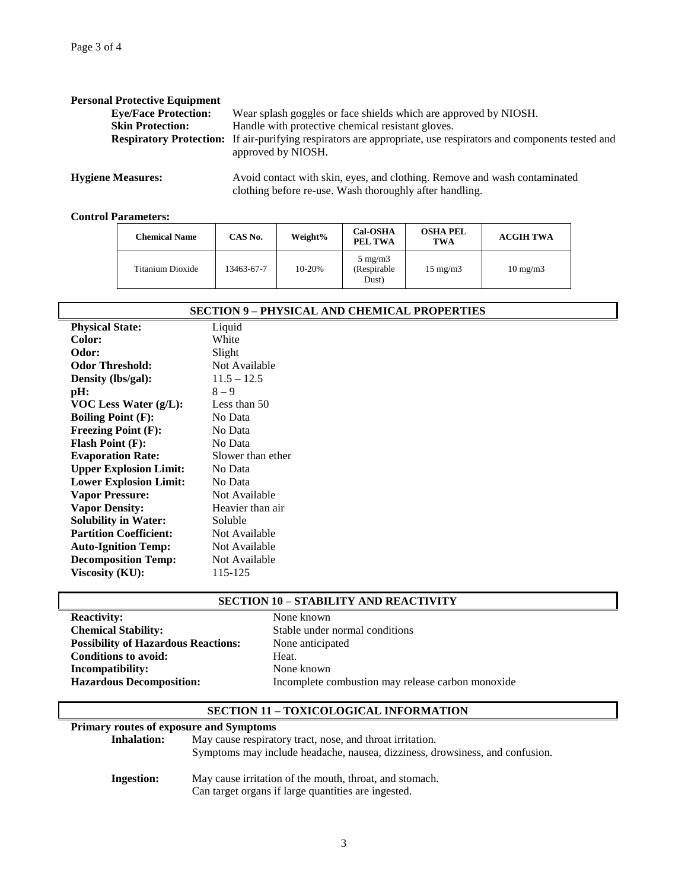**Personal Protective Equipment**

- **Eye/Face Protection:** Wear splash goggles or face shields which are approved by NIOSH.
- **Skin Protection:** Handle with protective chemical resistant gloves.
- **Respiratory Protection:** If air-purifying respirators are appropriate, use respirators and components tested and approved by NIOSH.

**Hygiene Measures:** Avoid contact with skin, eyes, and clothing. Remove and wash contaminated clothing before re-use. Wash thoroughly after handling.

**Control Parameters:**

| Chemical Name | CAS No. | Weight% | Cal-OSHA PEL TWA | OSHA PEL TWA | ACGIH TWA |
|---|---|---|---|---|---|
| Titanium Dioxide | 13463-67-7 | 10-20% | 5 mg/m3 (Respirable Dust) | 15 mg/m3 | 10 mg/m3 |

## SECTION 9 – PHYSICAL AND CHEMICAL PROPERTIES

**Physical State:** Liquid
**Color:** White
**Odor:** Slight
**Odor Threshold:** Not Available
**Density (lbs/gal):** 11.5 – 12.5
**pH:** 8 – 9
**VOC Less Water (g/L):** Less than 50
**Boiling Point (F):** No Data
**Freezing Point (F):** No Data
**Flash Point (F):** No Data
**Evaporation Rate:** Slower than ether
**Upper Explosion Limit:** No Data
**Lower Explosion Limit:** No Data
**Vapor Pressure:** Not Available
**Vapor Density:** Heavier than air
**Solubility in Water:** Soluble
**Partition Coefficient:** Not Available
**Auto-Ignition Temp:** Not Available
**Decomposition Temp:** Not Available
**Viscosity (KU):** 115-125

## SECTION 10 – STABILITY AND REACTIVITY

**Reactivity:** None known
**Chemical Stability:** Stable under normal conditions
**Possibility of Hazardous Reactions:** None anticipated
**Conditions to avoid:** Heat.
**Incompatibility:** None known
**Hazardous Decomposition:** Incomplete combustion may release carbon monoxide

## SECTION 11 – TOXICOLOGICAL INFORMATION

**Primary routes of exposure and Symptoms**

**Inhalation:** May cause respiratory tract, nose, and throat irritation.
Symptoms may include headache, nausea, dizziness, drowsiness, and confusion.

**Ingestion:** May cause irritation of the mouth, throat, and stomach.
Can target organs if large quantities are ingested.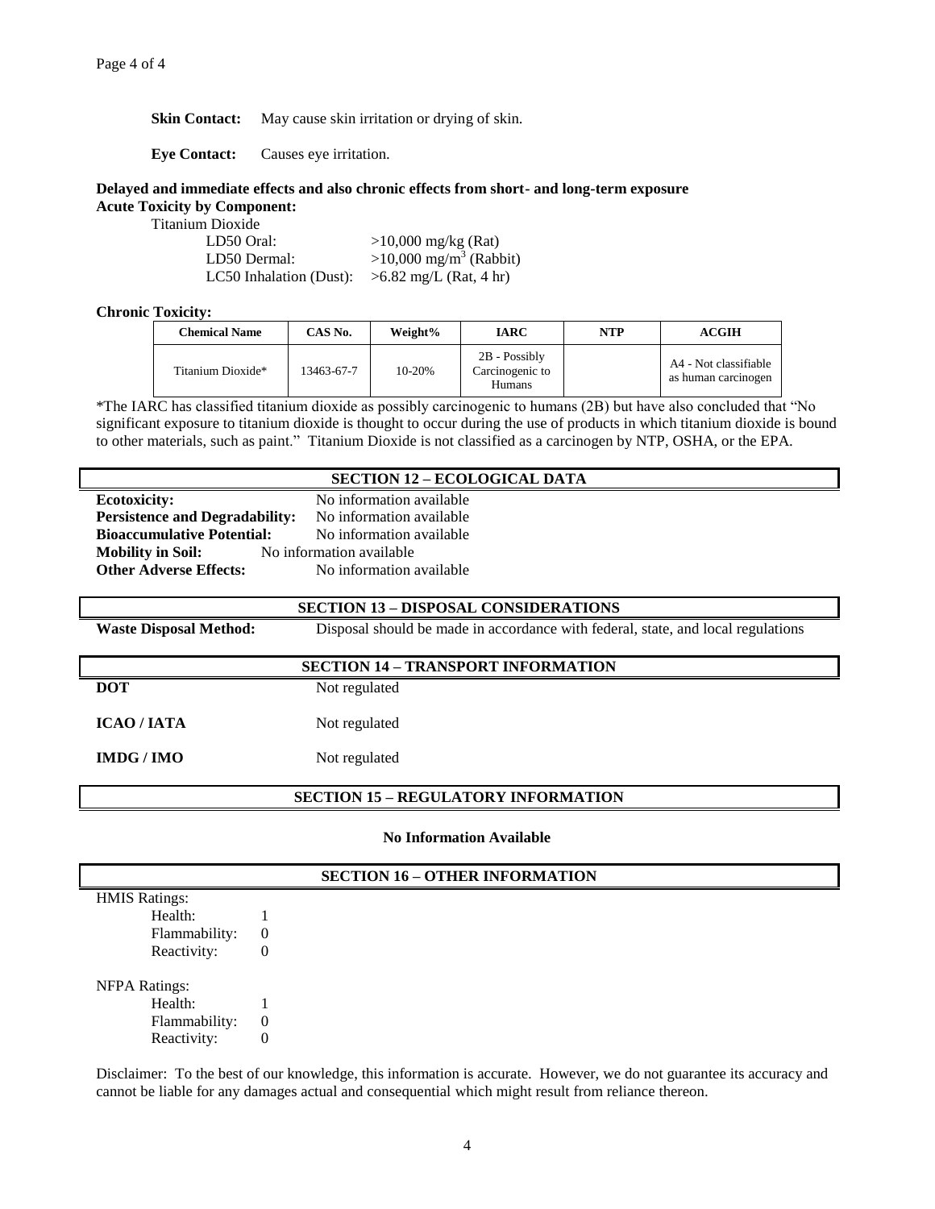**Skin Contact:** May cause skin irritation or drying of skin.

**Eye Contact:** Causes eye irritation.

**Delayed and immediate effects and also chronic effects from short- and long-term exposure**

**Acute Toxicity by Component:**

Titanium Dioxide

LD50 Oral: >10,000 mg/kg (Rat)

LD50 Dermal: >10,000 $mg/m^3$ (Rabbit)

LC50 Inhalation (Dust): >6.82 mg/L (Rat, 4 hr)

**Chronic Toxicity:**

| Chemical Name | CAS No. | Weight% | IARC | NTP | ACGIH |
|---|---|---|---|---|---|
| Titanium Dioxide* | 13463-67-7 | 10-20% | 2B - Possibly Carcinogenic to Humans | | A4 - Not classifiable as human carcinogen |

*The IARC has classified titanium dioxide as possibly carcinogenic to humans (2B) but have also concluded that "No significant exposure to titanium dioxide is thought to occur during the use of products in which titanium dioxide is bound to other materials, such as paint." Titanium Dioxide is not classified as a carcinogen by NTP, OSHA, or the EPA.

## SECTION 12 – ECOLOGICAL DATA

**Ecotoxicity:** No information available

**Persistence and Degradability:** No information available

**Bioaccumulative Potential:** No information available

**Mobility in Soil:** No information available

**Other Adverse Effects:** No information available

## SECTION 13 – DISPOSAL CONSIDERATIONS

**Waste Disposal Method:** Disposal should be made in accordance with federal, state, and local regulations

## SECTION 14 – TRANSPORT INFORMATION

**DOT** Not regulated

**ICAO / IATA** Not regulated

**IMDG / IMO** Not regulated

## SECTION 15 – REGULATORY INFORMATION

**No Information Available**

## SECTION 16 – OTHER INFORMATION

HMIS Ratings:

- Health: 1
- Flammability: 0
- Reactivity: 0

NFPA Ratings:

- Health: 1
- Flammability: 0
- Reactivity: 0

Disclaimer: To the best of our knowledge, this information is accurate. However, we do not guarantee its accuracy and cannot be liable for any damages actual and consequential which might result from reliance thereon.